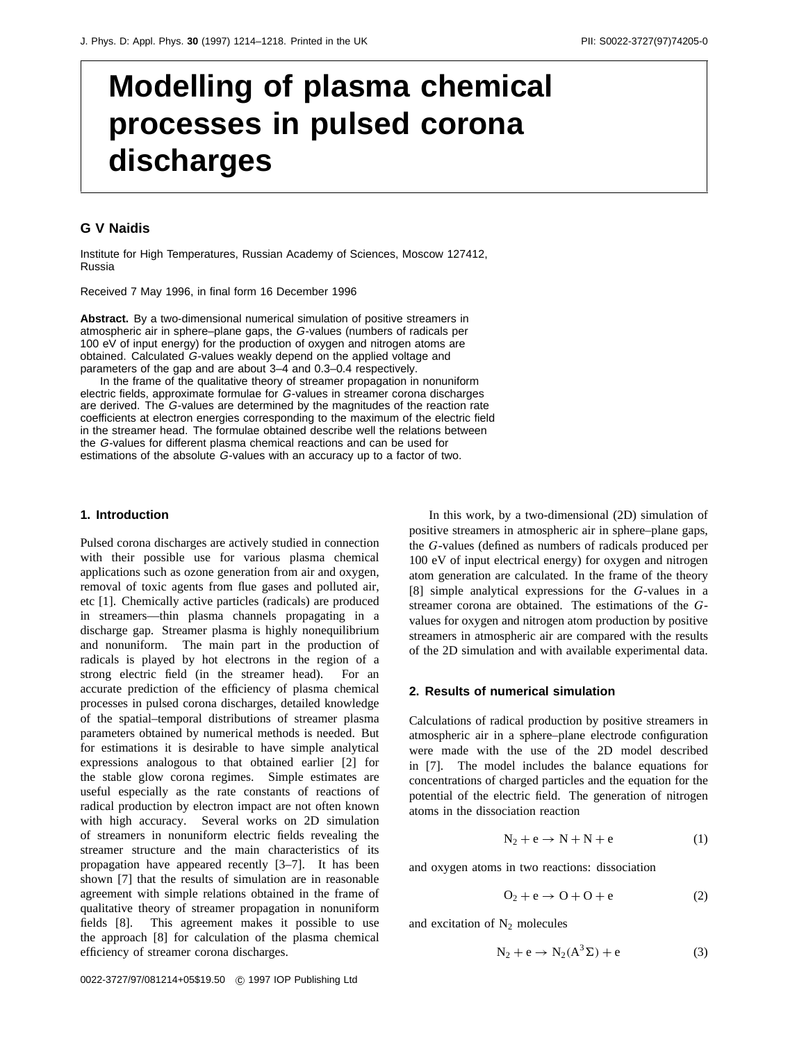# Modelling of plasma chemical processes in pulsed corona discharges

**G V Naidis**

Institute for High Temperatures, Russian Academy of Sciences, Moscow 127412, Russia

Received 7 May 1996, in final form 16 December 1996

**Abstract.** By a two-dimensional numerical simulation of positive streamers in atmospheric air in sphere–plane gaps, the *G*-values (numbers of radicals per 100 eV of input energy) for the production of oxygen and nitrogen atoms are obtained. Calculated *G*-values weakly depend on the applied voltage and parameters of the gap and are about 3–4 and 0.3–0.4 respectively.

In the frame of the qualitative theory of streamer propagation in nonuniform electric fields, approximate formulae for *G*-values in streamer corona discharges are derived. The *G*-values are determined by the magnitudes of the reaction rate coefficients at electron energies corresponding to the maximum of the electric field in the streamer head. The formulae obtained describe well the relations between the *G*-values for different plasma chemical reactions and can be used for estimations of the absolute *G*-values with an accuracy up to a factor of two.

## 1. Introduction

Pulsed corona discharges are actively studied in connection with their possible use for various plasma chemical applications such as ozone generation from air and oxygen, removal of toxic agents from flue gases and polluted air, etc [1]. Chemically active particles (radicals) are produced in streamers—thin plasma channels propagating in a discharge gap. Streamer plasma is highly nonequilibrium and nonuniform. The main part in the production of radicals is played by hot electrons in the region of a strong electric field (in the streamer head). For an accurate prediction of the efficiency of plasma chemical processes in pulsed corona discharges, detailed knowledge of the spatial–temporal distributions of streamer plasma parameters obtained by numerical methods is needed. But for estimations it is desirable to have simple analytical expressions analogous to that obtained earlier [2] for the stable glow corona regimes. Simple estimates are useful especially as the rate constants of reactions of radical production by electron impact are not often known with high accuracy. Several works on 2D simulation of streamers in nonuniform electric fields revealing the streamer structure and the main characteristics of its propagation have appeared recently [3–7]. It has been shown [7] that the results of simulation are in reasonable agreement with simple relations obtained in the frame of qualitative theory of streamer propagation in nonuniform fields [8]. This agreement makes it possible to use the approach [8] for calculation of the plasma chemical efficiency of streamer corona discharges.

In this work, by a two-dimensional (2D) simulation of positive streamers in atmospheric air in sphere–plane gaps, the *G*-values (defined as numbers of radicals produced per 100 eV of input electrical energy) for oxygen and nitrogen atom generation are calculated. In the frame of the theory [8] simple analytical expressions for the *G*-values in a streamer corona are obtained. The estimations of the *G*-values for oxygen and nitrogen atom production by positive streamers in atmospheric air are compared with the results of the 2D simulation and with available experimental data.

## 2. Results of numerical simulation

Calculations of radical production by positive streamers in atmospheric air in a sphere–plane electrode configuration were made with the use of the 2D model described in [7]. The model includes the balance equations for concentrations of charged particles and the equation for the potential of the electric field. The generation of nitrogen atoms in the dissociation reaction

$$N_2 + e \rightarrow N + N + e \tag{1}$$

and oxygen atoms in two reactions: dissociation

$$O_2 + e \rightarrow O + O + e \tag{2}$$

and excitation of $N_2$ molecules

$$N_2 + e \rightarrow N_2(A^3\Sigma) + e \tag{3}$$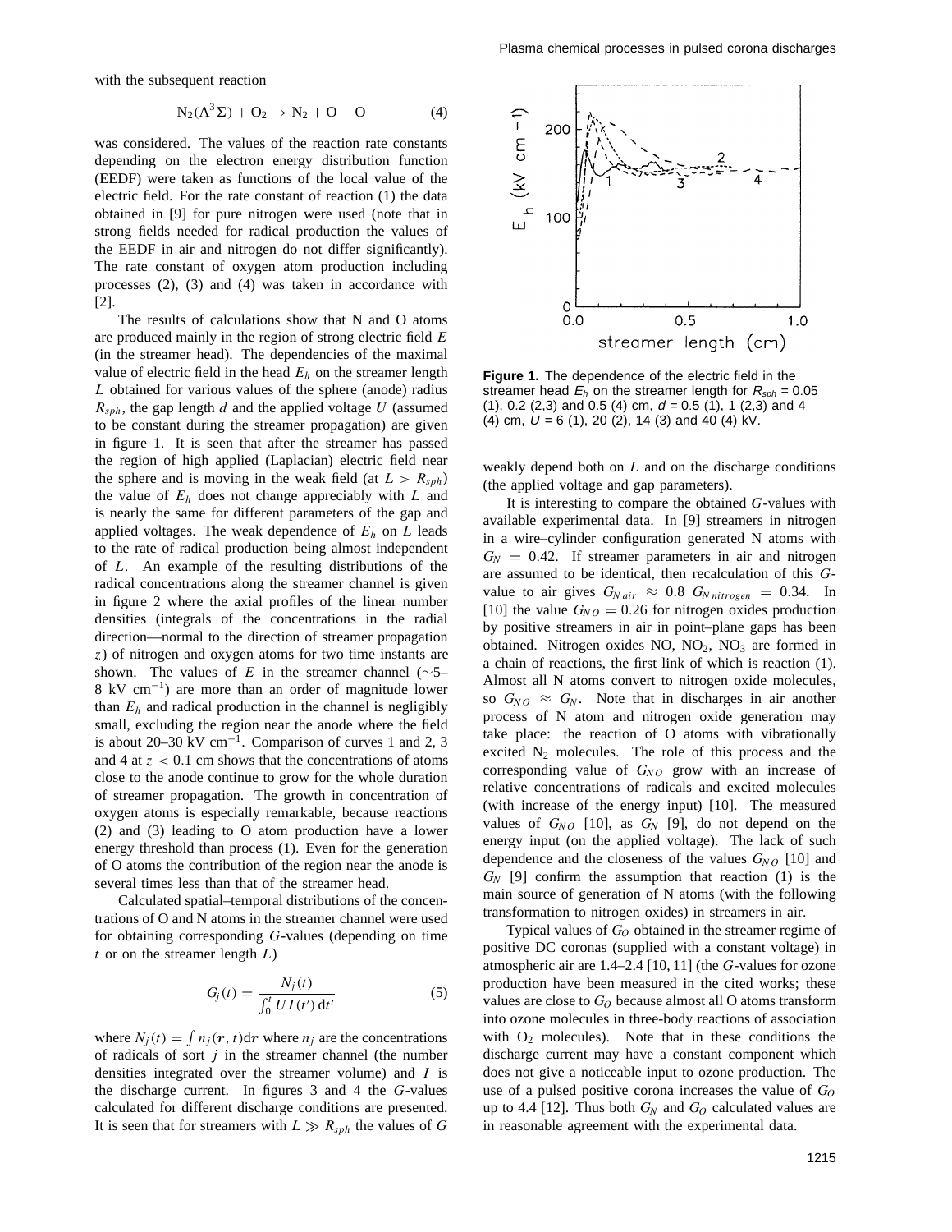with the subsequent reaction

$$N_2(A^3\Sigma) + O_2 \rightarrow N_2 + O + O \tag{4}$$

was considered. The values of the reaction rate constants depending on the electron energy distribution function (EEDF) were taken as functions of the local value of the electric field. For the rate constant of reaction (1) the data obtained in [9] for pure nitrogen were used (note that in strong fields needed for radical production the values of the EEDF in air and nitrogen do not differ significantly). The rate constant of oxygen atom production including processes (2), (3) and (4) was taken in accordance with [2].

The results of calculations show that N and O atoms are produced mainly in the region of strong electric field $E$ (in the streamer head). The dependencies of the maximal value of electric field in the head $E_h$ on the streamer length $L$ obtained for various values of the sphere (anode) radius $R_{sph}$, the gap length $d$ and the applied voltage $U$ (assumed to be constant during the streamer propagation) are given in figure 1. It is seen that after the streamer has passed the region of high applied (Laplacian) electric field near the sphere and is moving in the weak field (at $L > R_{sph}$) the value of $E_h$ does not change appreciably with $L$ and is nearly the same for different parameters of the gap and applied voltages. The weak dependence of $E_h$ on $L$ leads to the rate of radical production being almost independent of $L$. An example of the resulting distributions of the radical concentrations along the streamer channel is given in figure 2 where the axial profiles of the linear number densities (integrals of the concentrations in the radial direction—normal to the direction of streamer propagation $z$) of nitrogen and oxygen atoms for two time instants are shown. The values of $E$ in the streamer channel (~5–8 kV cm$^{-1}$) are more than an order of magnitude lower than $E_h$ and radical production in the channel is negligibly small, excluding the region near the anode where the field is about 20–30 kV cm$^{-1}$. Comparison of curves 1 and 2, 3 and 4 at $z < 0.1$ cm shows that the concentrations of atoms close to the anode continue to grow for the whole duration of streamer propagation. The growth in concentration of oxygen atoms is especially remarkable, because reactions (2) and (3) leading to O atom production have a lower energy threshold than process (1). Even for the generation of O atoms the contribution of the region near the anode is several times less than that of the streamer head.

Calculated spatial–temporal distributions of the concentrations of O and N atoms in the streamer channel were used for obtaining corresponding $G$-values (depending on time $t$ or on the streamer length $L$)

$$G_j(t) = \frac{N_j(t)}{\int_0^t UI(t')\,dt'} \tag{5}$$

where $N_j(t) = \int n_j(\mathbf{r}, t)d\mathbf{r}$ where $n_j$ are the concentrations of radicals of sort $j$ in the streamer channel (the number densities integrated over the streamer volume) and $I$ is the discharge current. In figures 3 and 4 the $G$-values calculated for different discharge conditions are presented. It is seen that for streamers with $L \gg R_{sph}$ the values of $G$ weakly depend both on $L$ and on the discharge conditions (the applied voltage and gap parameters).

**Figure 1.** The dependence of the electric field in the streamer head $E_h$ on the streamer length for $R_{sph}$ = 0.05 (1), 0.2 (2,3) and 0.5 (4) cm, $d$ = 0.5 (1), 1 (2,3) and 4 (4) cm, $U$ = 6 (1), 20 (2), 14 (3) and 40 (4) kV.

It is interesting to compare the obtained $G$-values with available experimental data. In [9] streamers in nitrogen in a wire–cylinder configuration generated N atoms with $G_N = 0.42$. If streamer parameters in air and nitrogen are assumed to be identical, then recalculation of this $G$-value to air gives $G_{N\,air} \approx 0.8\ G_{N\,nitrogen} = 0.34$. In [10] the value $G_{NO} = 0.26$ for nitrogen oxides production by positive streamers in air in point–plane gaps has been obtained. Nitrogen oxides NO, $NO_2$, $NO_3$ are formed in a chain of reactions, the first link of which is reaction (1). Almost all N atoms convert to nitrogen oxide molecules, so $G_{NO} \approx G_N$. Note that in discharges in air another process of N atom and nitrogen oxide generation may take place: the reaction of O atoms with vibrationally excited $N_2$ molecules. The role of this process and the corresponding value of $G_{NO}$ grow with an increase of relative concentrations of radicals and excited molecules (with increase of the energy input) [10]. The measured values of $G_{NO}$ [10], as $G_N$ [9], do not depend on the energy input (on the applied voltage). The lack of such dependence and the closeness of the values $G_{NO}$ [10] and $G_N$ [9] confirm the assumption that reaction (1) is the main source of generation of N atoms (with the following transformation to nitrogen oxides) in streamers in air.

Typical values of $G_O$ obtained in the streamer regime of positive DC coronas (supplied with a constant voltage) in atmospheric air are 1.4–2.4 [10, 11] (the $G$-values for ozone production have been measured in the cited works; these values are close to $G_O$ because almost all O atoms transform into ozone molecules in three-body reactions of association with $O_2$ molecules). Note that in these conditions the discharge current may have a constant component which does not give a noticeable input to ozone production. The use of a pulsed positive corona increases the value of $G_O$ up to 4.4 [12]. Thus both $G_N$ and $G_O$ calculated values are in reasonable agreement with the experimental data.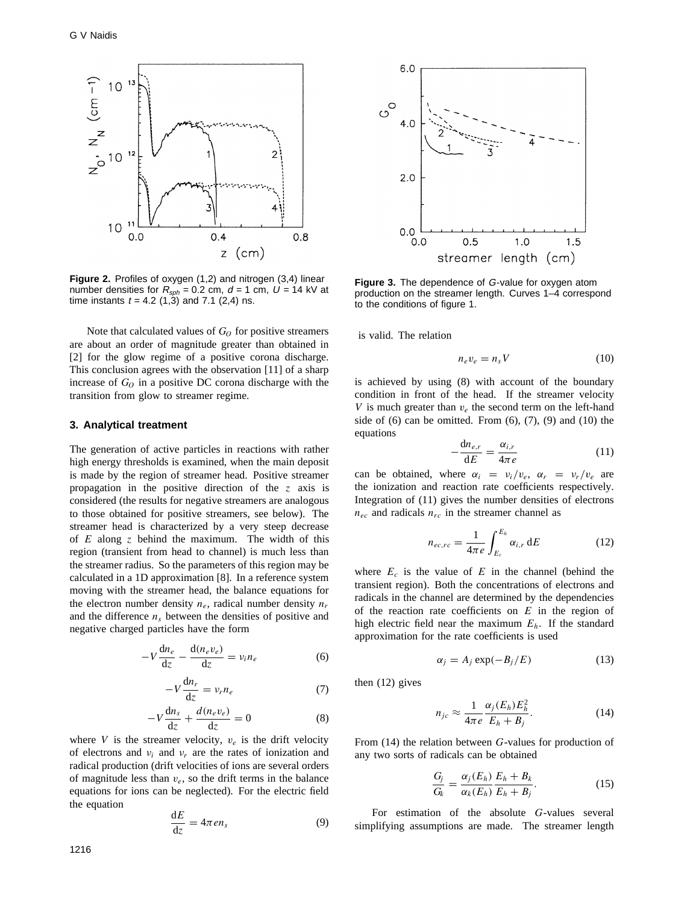**Figure 2.** Profiles of oxygen (1,2) and nitrogen (3,4) linear number densities for $R_{sph}$ = 0.2 cm, $d$ = 1 cm, $U$ = 14 kV at time instants $t$ = 4.2 (1,3) and 7.1 (2,4) ns.

**Figure 3.** The dependence of $G$-value for oxygen atom production on the streamer length. Curves 1–4 correspond to the conditions of figure 1.

Note that calculated values of $G_O$ for positive streamers are about an order of magnitude greater than obtained in [2] for the glow regime of a positive corona discharge. This conclusion agrees with the observation [11] of a sharp increase of $G_O$ in a positive DC corona discharge with the transition from glow to streamer regime.

## 3. Analytical treatment

The generation of active particles in reactions with rather high energy thresholds is examined, when the main deposit is made by the region of streamer head. Positive streamer propagation in the positive direction of the $z$ axis is considered (the results for negative streamers are analogous to those obtained for positive streamers, see below). The streamer head is characterized by a very steep decrease of $E$ along $z$ behind the maximum. The width of this region (transient from head to channel) is much less than the streamer radius. So the parameters of this region may be calculated in a 1D approximation [8]. In a reference system moving with the streamer head, the balance equations for the electron number density $n_e$, radical number density $n_r$ and the difference $n_s$ between the densities of positive and negative charged particles have the form

$$-V\frac{dn_e}{dz} - \frac{d(n_e v_e)}{dz} = \nu_i n_e \tag{6}$$

$$-V\frac{dn_r}{dz} = \nu_r n_e \tag{7}$$

$$-V\frac{dn_s}{dz} + \frac{d(n_e v_e)}{dz} = 0 \tag{8}$$

where $V$ is the streamer velocity, $v_e$ is the drift velocity of electrons and $\nu_i$ and $\nu_r$ are the rates of ionization and radical production (drift velocities of ions are several orders of magnitude less than $v_e$, so the drift terms in the balance equations for ions can be neglected). For the electric field the equation

$$\frac{dE}{dz} = 4\pi e n_s \tag{9}$$

is valid. The relation

$$n_e v_e = n_s V \tag{10}$$

is achieved by using (8) with account of the boundary condition in front of the head. If the streamer velocity $V$ is much greater than $v_e$ the second term on the left-hand side of (6) can be omitted. From (6), (7), (9) and (10) the equations

$$-\frac{dn_{e,r}}{dE} = \frac{\alpha_{i,r}}{4\pi e} \tag{11}$$

can be obtained, where $\alpha_i = \nu_i/v_e$, $\alpha_r = \nu_r/v_e$ are the ionization and reaction rate coefficients respectively. Integration of (11) gives the number densities of electrons $n_{ec}$ and radicals $n_{rc}$ in the streamer channel as

$$n_{ec,rc} = \frac{1}{4\pi e}\int_{E_c}^{E_h} \alpha_{i,r}\, dE \tag{12}$$

where $E_c$ is the value of $E$ in the channel (behind the transient region). Both the concentrations of electrons and radicals in the channel are determined by the dependencies of the reaction rate coefficients on $E$ in the region of high electric field near the maximum $E_h$. If the standard approximation for the rate coefficients is used

$$\alpha_j = A_j \exp(-B_j/E) \tag{13}$$

then (12) gives

$$n_{jc} \approx \frac{1}{4\pi e}\frac{\alpha_j(E_h)E_h^2}{E_h + B_j}. \tag{14}$$

From (14) the relation between $G$-values for production of any two sorts of radicals can be obtained

$$\frac{G_j}{G_k} = \frac{\alpha_j(E_h)}{\alpha_k(E_h)}\frac{E_h + B_k}{E_h + B_j}. \tag{15}$$

For estimation of the absolute $G$-values several simplifying assumptions are made. The streamer length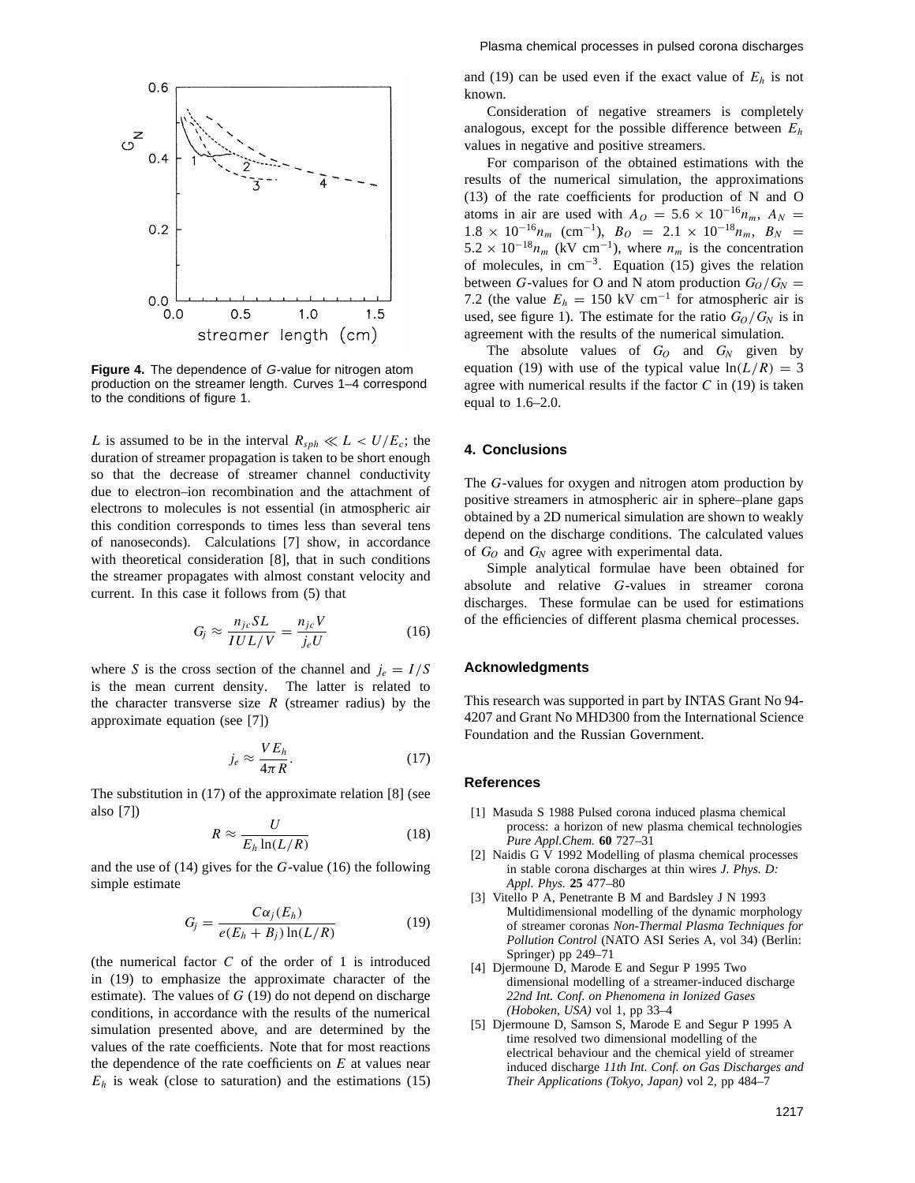Figure 4. The dependence of $G$-value for nitrogen atom production on the streamer length. Curves 1–4 correspond to the conditions of figure 1.

$L$ is assumed to be in the interval $R_{sph} \ll L < U/E_c$; the duration of streamer propagation is taken to be short enough so that the decrease of streamer channel conductivity due to electron–ion recombination and the attachment of electrons to molecules is not essential (in atmospheric air this condition corresponds to times less than several tens of nanoseconds). Calculations [7] show, in accordance with theoretical consideration [8], that in such conditions the streamer propagates with almost constant velocity and current. In this case it follows from (5) that

$$G_j \approx \frac{n_{jc}SL}{IUL/V} = \frac{n_{jc}V}{j_e U} \tag{16}$$

where $S$ is the cross section of the channel and $j_e = I/S$ is the mean current density. The latter is related to the character transverse size $R$ (streamer radius) by the approximate equation (see [7])

$$j_e \approx \frac{VE_h}{4\pi R}. \tag{17}$$

The substitution in (17) of the approximate relation [8] (see also [7])

$$R \approx \frac{U}{E_h \ln(L/R)} \tag{18}$$

and the use of (14) gives for the $G$-value (16) the following simple estimate

$$G_j = \frac{C\alpha_j(E_h)}{e(E_h + B_j)\ln(L/R)} \tag{19}$$

(the numerical factor $C$ of the order of 1 is introduced in (19) to emphasize the approximate character of the estimate). The values of $G$ (19) do not depend on discharge conditions, in accordance with the results of the numerical simulation presented above, and are determined by the values of the rate coefficients. Note that for most reactions the dependence of the rate coefficients on $E$ at values near $E_h$ is weak (close to saturation) and the estimations (15) and (19) can be used even if the exact value of $E_h$ is not known.

Consideration of negative streamers is completely analogous, except for the possible difference between $E_h$ values in negative and positive streamers.

For comparison of the obtained estimations with the results of the numerical simulation, the approximations (13) of the rate coefficients for production of N and O atoms in air are used with $A_O = 5.6 \times 10^{-16} n_m$, $A_N = 1.8 \times 10^{-16} n_m$ (cm$^{-1}$), $B_O = 2.1 \times 10^{-18} n_m$, $B_N = 5.2 \times 10^{-18} n_m$ (kV cm$^{-1}$), where $n_m$ is the concentration of molecules, in cm$^{-3}$. Equation (15) gives the relation between $G$-values for O and N atom production $G_O/G_N = 7.2$ (the value $E_h = 150$ kV cm$^{-1}$ for atmospheric air is used, see figure 1). The estimate for the ratio $G_O/G_N$ is in agreement with the results of the numerical simulation.

The absolute values of $G_O$ and $G_N$ given by equation (19) with use of the typical value $\ln(L/R) = 3$ agree with numerical results if the factor $C$ in (19) is taken equal to 1.6–2.0.

## 4. Conclusions

The $G$-values for oxygen and nitrogen atom production by positive streamers in atmospheric air in sphere–plane gaps obtained by a 2D numerical simulation are shown to weakly depend on the discharge conditions. The calculated values of $G_O$ and $G_N$ agree with experimental data.

Simple analytical formulae have been obtained for absolute and relative $G$-values in streamer corona discharges. These formulae can be used for estimations of the efficiencies of different plasma chemical processes.

## Acknowledgments

This research was supported in part by INTAS Grant No 94-4207 and Grant No MHD300 from the International Science Foundation and the Russian Government.

## References

[1] Masuda S 1988 Pulsed corona induced plasma chemical process: a horizon of new plasma chemical technologies *Pure Appl.Chem.* **60** 727–31

[2] Naidis G V 1992 Modelling of plasma chemical processes in stable corona discharges at thin wires *J. Phys. D: Appl. Phys.* **25** 477–80

[3] Vitello P A, Penetrante B M and Bardsley J N 1993 Multidimensional modelling of the dynamic morphology of streamer coronas *Non-Thermal Plasma Techniques for Pollution Control* (NATO ASI Series A, vol 34) (Berlin: Springer) pp 249–71

[4] Djermoune D, Marode E and Segur P 1995 Two dimensional modelling of a streamer-induced discharge *22nd Int. Conf. on Phenomena in Ionized Gases (Hoboken, USA)* vol 1, pp 33–4

[5] Djermoune D, Samson S, Marode E and Segur P 1995 A time resolved two dimensional modelling of the electrical behaviour and the chemical yield of streamer induced discharge *11th Int. Conf. on Gas Discharges and Their Applications (Tokyo, Japan)* vol 2, pp 484–7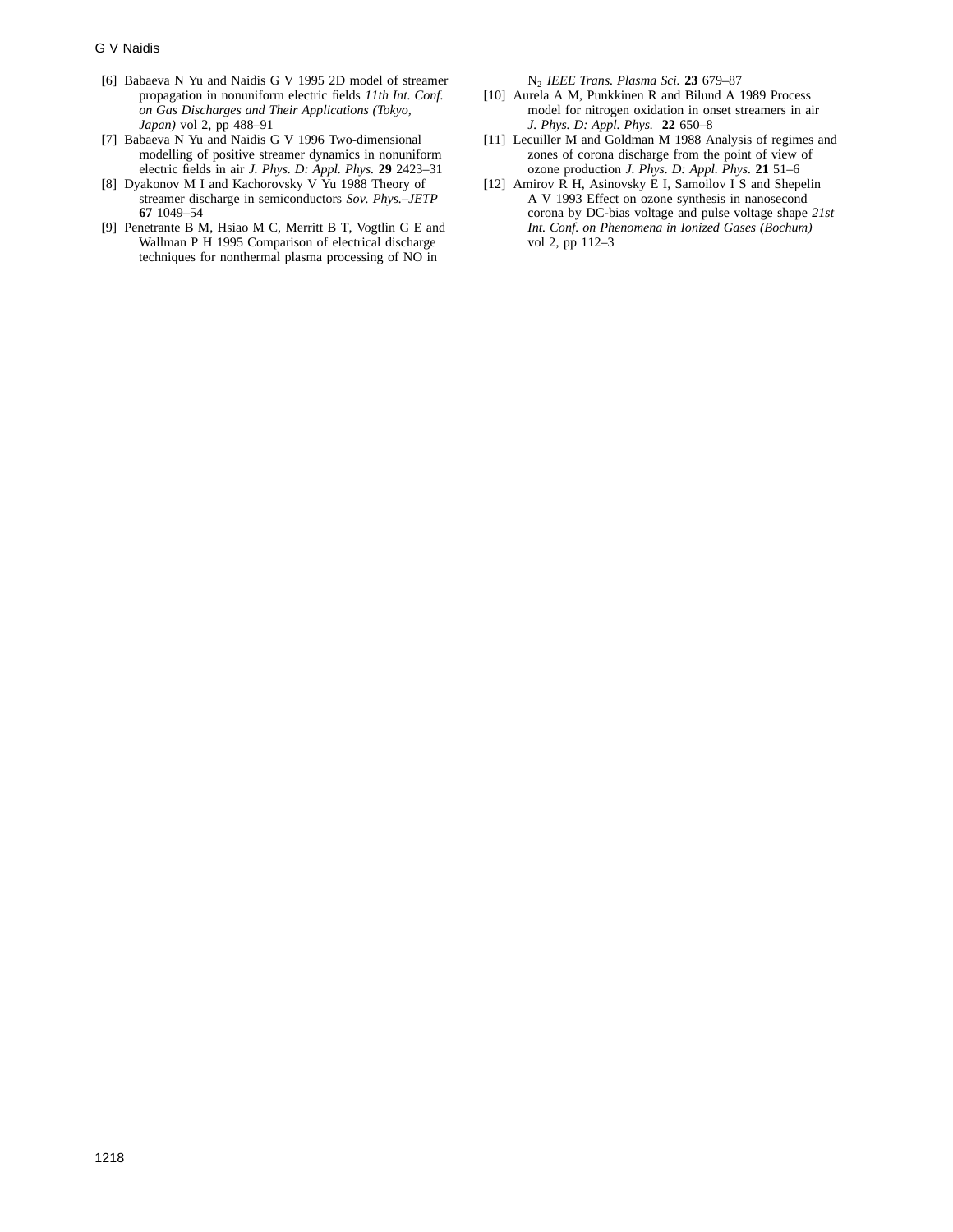[6] Babaeva N Yu and Naidis G V 1995 2D model of streamer propagation in nonuniform electric fields *11th Int. Conf. on Gas Discharges and Their Applications (Tokyo, Japan)* vol 2, pp 488–91

[7] Babaeva N Yu and Naidis G V 1996 Two-dimensional modelling of positive streamer dynamics in nonuniform electric fields in air *J. Phys. D: Appl. Phys.* **29** 2423–31

[8] Dyakonov M I and Kachorovsky V Yu 1988 Theory of streamer discharge in semiconductors *Sov. Phys.–JETP* **67** 1049–54

[9] Penetrante B M, Hsiao M C, Merritt B T, Vogtlin G E and Wallman P H 1995 Comparison of electrical discharge techniques for nonthermal plasma processing of NO in $N_2$ *IEEE Trans. Plasma Sci.* **23** 679–87

[10] Aurela A M, Punkkinen R and Bilund A 1989 Process model for nitrogen oxidation in onset streamers in air *J. Phys. D: Appl. Phys.* **22** 650–8

[11] Lecuiller M and Goldman M 1988 Analysis of regimes and zones of corona discharge from the point of view of ozone production *J. Phys. D: Appl. Phys.* **21** 51–6

[12] Amirov R H, Asinovsky E I, Samoilov I S and Shepelin A V 1993 Effect on ozone synthesis in nanosecond corona by DC-bias voltage and pulse voltage shape *21st Int. Conf. on Phenomena in Ionized Gases (Bochum)* vol 2, pp 112–3